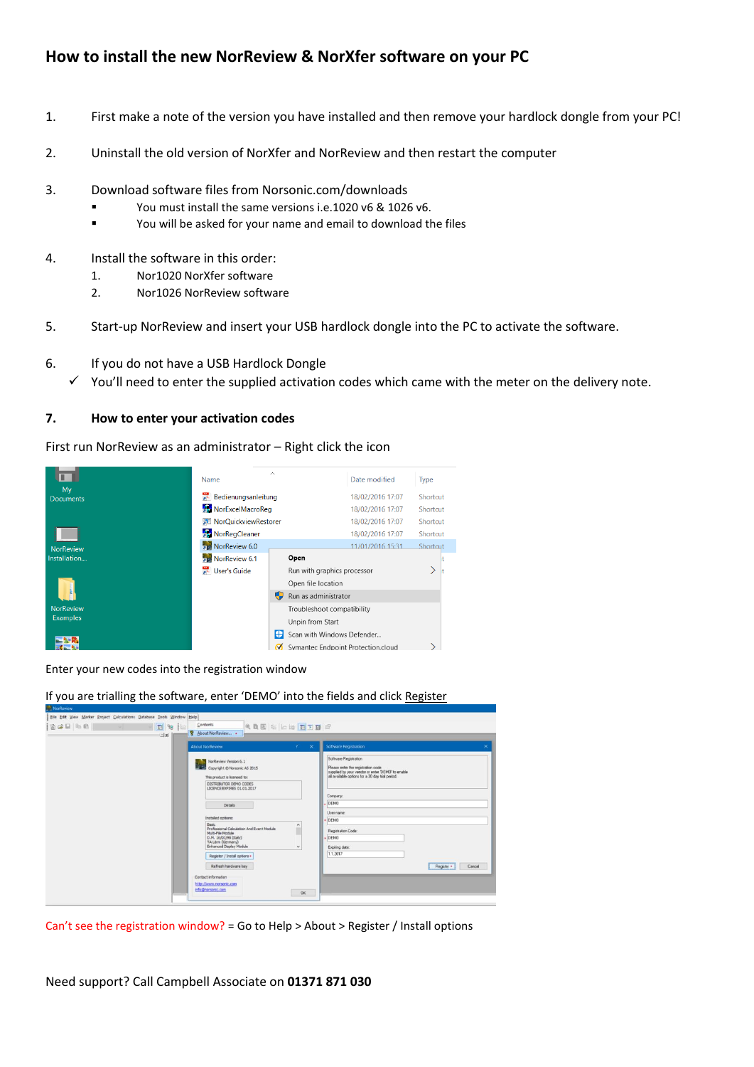# How to install the new NorReview & NorXfer software on your PC

1. First make a note of the version you have installed and then remove your hardlock dongle from your PC!

2. Uninstall the old version of NorXfer and NorReview and then restart the computer

3. Download software files from Norsonic.com/downloads
   - You must install the same versions i.e.1020 v6 & 1026 v6.
   - You will be asked for your name and email to download the files

4. Install the software in this order:
   1. Nor1020 NorXfer software
   2. Nor1026 NorReview software

5. Start-up NorReview and insert your USB hardlock dongle into the PC to activate the software.

6. If you do not have a USB Hardlock Dongle
   - ✓ You'll need to enter the supplied activation codes which came with the meter on the delivery note.

**7. How to enter your activation codes**

First run NorReview as an administrator – Right click the icon

Enter your new codes into the registration window

If you are trialling the software, enter 'DEMO' into the fields and click Register

Can't see the registration window? = Go to Help > About > Register / Install options

Need support? Call Campbell Associate on **01371 871 030**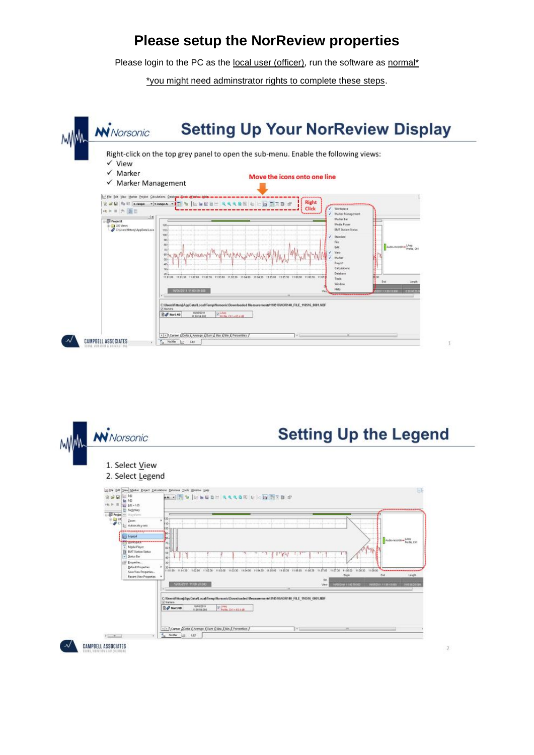# Please setup the NorReview properties

Please login to the PC as the local user (officer), run the software as normal*

*you might need adminstrator rights to complete these steps.

## Setting Up Your NorReview Display

Right-click on the top grey panel to open the sub-menu. Enable the following views:

- ✓ View
- ✓ Marker
- ✓ Marker Management

Move the icons onto one line

Right Click

## Setting Up the Legend

1. Select View
2. Select Legend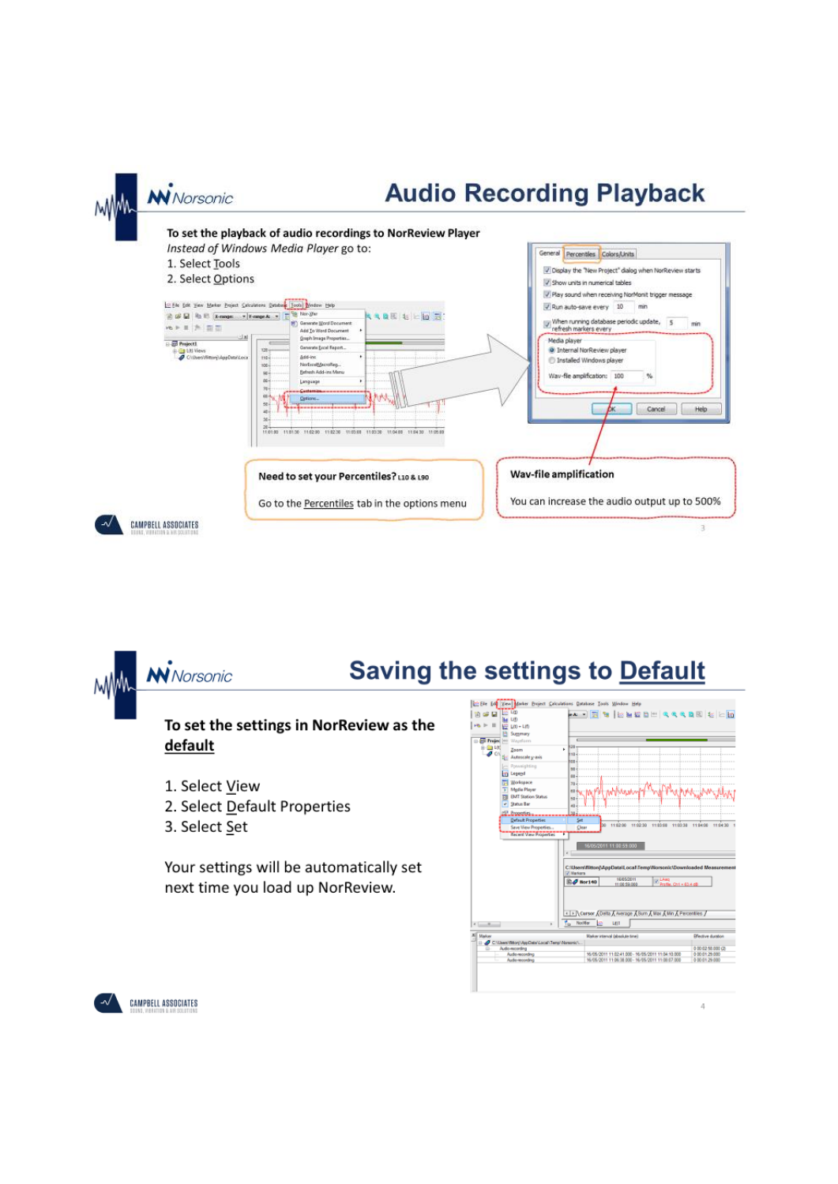# Audio Recording Playback

**To set the playback of audio recordings to NorReview Player**

*Instead of Windows Media Player* go to:

1. Select Tools
2. Select Options

**Need to set your Percentiles?** L10 & L90

Go to the Percentiles tab in the options menu

**Wav-file amplification**

You can increase the audio output up to 500%

# Saving the settings to Default

**To set the settings in NorReview as the default**

1. Select View
2. Select Default Properties
3. Select Set

Your settings will be automatically set next time you load up NorReview.